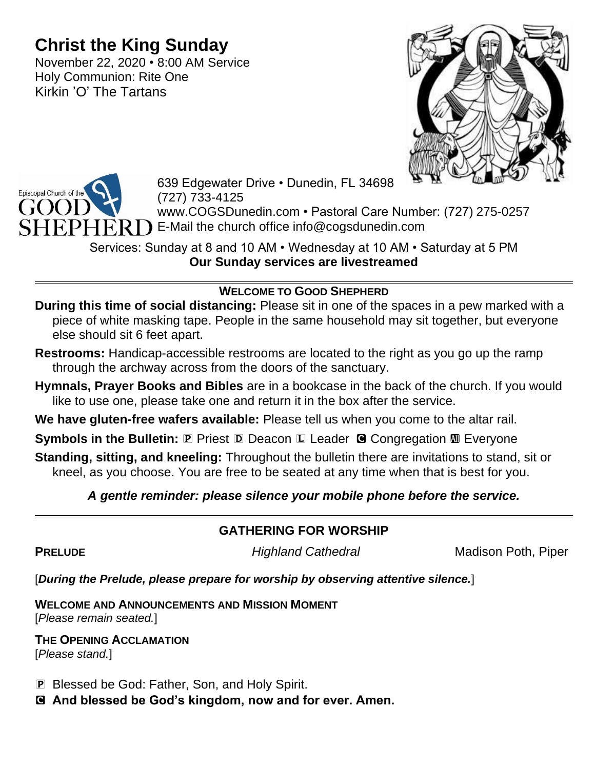# Christ the King Sunday

November 22, 2020 • 8:00 AM Service
Holy Communion: Rite One
Kirkin 'O' The Tartans

Episcopal Church of the GOOD SHEPHERD

639 Edgewater Drive • Dunedin, FL 34698
(727) 733-4125
www.COGSDunedin.com • Pastoral Care Number: (727) 275-0257
E-Mail the church office info@cogsdunedin.com

Services: Sunday at 8 and 10 AM • Wednesday at 10 AM • Saturday at 5 PM
**Our Sunday services are livestreamed**

---

## WELCOME TO GOOD SHEPHERD

**During this time of social distancing:** Please sit in one of the spaces in a pew marked with a piece of white masking tape. People in the same household may sit together, but everyone else should sit 6 feet apart.

**Restrooms:** Handicap-accessible restrooms are located to the right as you go up the ramp through the archway across from the doors of the sanctuary.

**Hymnals, Prayer Books and Bibles** are in a bookcase in the back of the church. If you would like to use one, please take one and return it in the box after the service.

**We have gluten-free wafers available:** Please tell us when you come to the altar rail.

**Symbols in the Bulletin:** Ⓟ Priest Ⓓ Deacon Ⓛ Leader Ⓒ Congregation Ⓐ Everyone

**Standing, sitting, and kneeling:** Throughout the bulletin there are invitations to stand, sit or kneel, as you choose. You are free to be seated at any time when that is best for you.

***A gentle reminder: please silence your mobile phone before the service.***

---

## GATHERING FOR WORSHIP

**PRELUDE** *Highland Cathedral* Madison Poth, Piper

[***During the Prelude, please prepare for worship by observing attentive silence.***]

**WELCOME AND ANNOUNCEMENTS AND MISSION MOMENT**
[*Please remain seated.*]

**THE OPENING ACCLAMATION**
[*Please stand.*]

Ⓟ Blessed be God: Father, Son, and Holy Spirit.

Ⓒ **And blessed be God's kingdom, now and for ever. Amen.**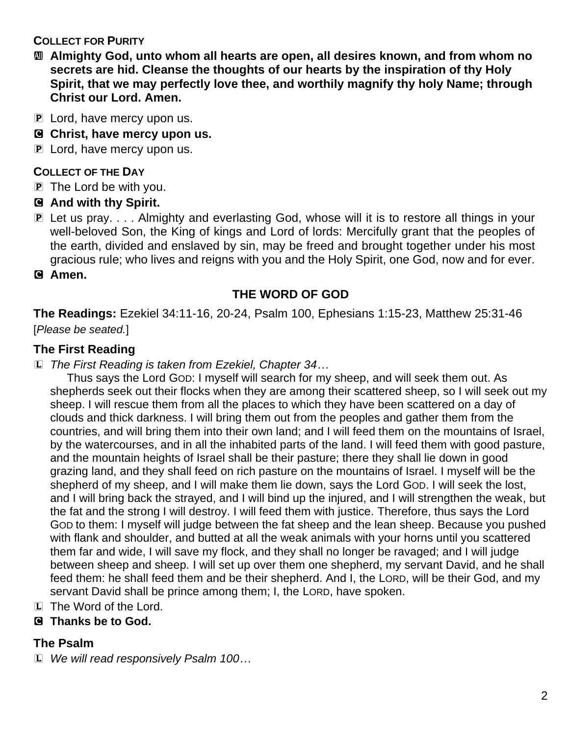**COLLECT FOR PURITY**

Ⓐ **Almighty God, unto whom all hearts are open, all desires known, and from whom no secrets are hid. Cleanse the thoughts of our hearts by the inspiration of thy Holy Spirit, that we may perfectly love thee, and worthily magnify thy holy Name; through Christ our Lord. Amen.**

Ⓟ Lord, have mercy upon us.

Ⓒ **Christ, have mercy upon us.**

Ⓟ Lord, have mercy upon us.

**COLLECT OF THE DAY**

Ⓟ The Lord be with you.

Ⓒ **And with thy Spirit.**

Ⓟ Let us pray. . . . Almighty and everlasting God, whose will it is to restore all things in your well-beloved Son, the King of kings and Lord of lords: Mercifully grant that the peoples of the earth, divided and enslaved by sin, may be freed and brought together under his most gracious rule; who lives and reigns with you and the Holy Spirit, one God, now and for ever.

Ⓒ **Amen.**

## THE WORD OF GOD

**The Readings:** Ezekiel 34:11-16, 20-24, Psalm 100, Ephesians 1:15-23, Matthew 25:31-46
[*Please be seated.*]

### The First Reading

Ⓛ *The First Reading is taken from Ezekiel, Chapter 34…*

Thus says the Lord GOD: I myself will search for my sheep, and will seek them out. As shepherds seek out their flocks when they are among their scattered sheep, so I will seek out my sheep. I will rescue them from all the places to which they have been scattered on a day of clouds and thick darkness. I will bring them out from the peoples and gather them from the countries, and will bring them into their own land; and I will feed them on the mountains of Israel, by the watercourses, and in all the inhabited parts of the land. I will feed them with good pasture, and the mountain heights of Israel shall be their pasture; there they shall lie down in good grazing land, and they shall feed on rich pasture on the mountains of Israel. I myself will be the shepherd of my sheep, and I will make them lie down, says the Lord GOD. I will seek the lost, and I will bring back the strayed, and I will bind up the injured, and I will strengthen the weak, but the fat and the strong I will destroy. I will feed them with justice. Therefore, thus says the Lord GOD to them: I myself will judge between the fat sheep and the lean sheep. Because you pushed with flank and shoulder, and butted at all the weak animals with your horns until you scattered them far and wide, I will save my flock, and they shall no longer be ravaged; and I will judge between sheep and sheep. I will set up over them one shepherd, my servant David, and he shall feed them: he shall feed them and be their shepherd. And I, the LORD, will be their God, and my servant David shall be prince among them; I, the LORD, have spoken.

Ⓛ The Word of the Lord.

Ⓒ **Thanks be to God.**

### The Psalm

Ⓛ *We will read responsively Psalm 100…*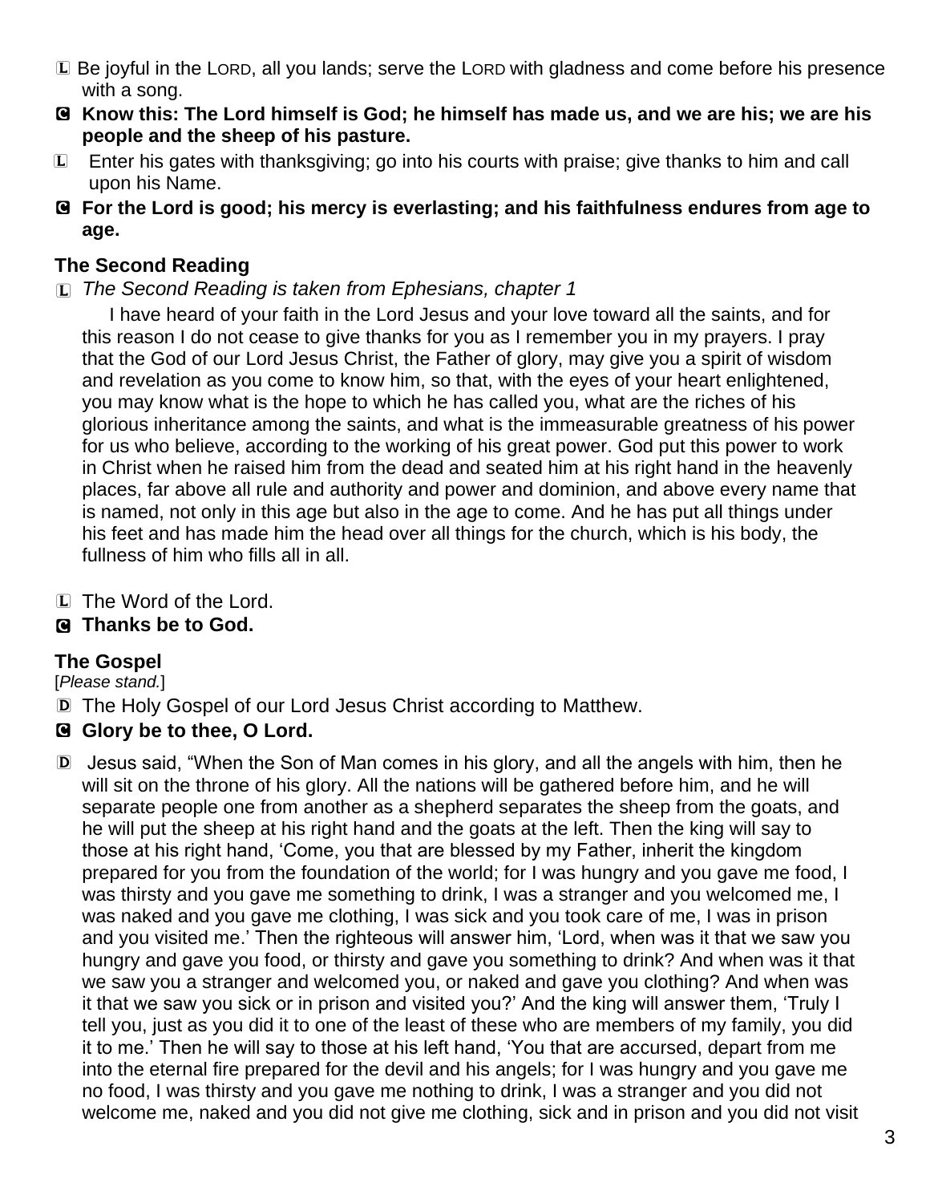L Be joyful in the LORD, all you lands; serve the LORD with gladness and come before his presence with a song.

C **Know this: The Lord himself is God; he himself has made us, and we are his; we are his people and the sheep of his pasture.**

L Enter his gates with thanksgiving; go into his courts with praise; give thanks to him and call upon his Name.

C **For the Lord is good; his mercy is everlasting; and his faithfulness endures from age to age.**

## The Second Reading

L *The Second Reading is taken from Ephesians, chapter 1*

I have heard of your faith in the Lord Jesus and your love toward all the saints, and for this reason I do not cease to give thanks for you as I remember you in my prayers. I pray that the God of our Lord Jesus Christ, the Father of glory, may give you a spirit of wisdom and revelation as you come to know him, so that, with the eyes of your heart enlightened, you may know what is the hope to which he has called you, what are the riches of his glorious inheritance among the saints, and what is the immeasurable greatness of his power for us who believe, according to the working of his great power. God put this power to work in Christ when he raised him from the dead and seated him at his right hand in the heavenly places, far above all rule and authority and power and dominion, and above every name that is named, not only in this age but also in the age to come. And he has put all things under his feet and has made him the head over all things for the church, which is his body, the fullness of him who fills all in all.

L The Word of the Lord.

C **Thanks be to God.**

## The Gospel

[*Please stand.*]

D The Holy Gospel of our Lord Jesus Christ according to Matthew.

C **Glory be to thee, O Lord.**

D Jesus said, "When the Son of Man comes in his glory, and all the angels with him, then he will sit on the throne of his glory. All the nations will be gathered before him, and he will separate people one from another as a shepherd separates the sheep from the goats, and he will put the sheep at his right hand and the goats at the left. Then the king will say to those at his right hand, 'Come, you that are blessed by my Father, inherit the kingdom prepared for you from the foundation of the world; for I was hungry and you gave me food, I was thirsty and you gave me something to drink, I was a stranger and you welcomed me, I was naked and you gave me clothing, I was sick and you took care of me, I was in prison and you visited me.' Then the righteous will answer him, 'Lord, when was it that we saw you hungry and gave you food, or thirsty and gave you something to drink? And when was it that we saw you a stranger and welcomed you, or naked and gave you clothing? And when was it that we saw you sick or in prison and visited you?' And the king will answer them, 'Truly I tell you, just as you did it to one of the least of these who are members of my family, you did it to me.' Then he will say to those at his left hand, 'You that are accursed, depart from me into the eternal fire prepared for the devil and his angels; for I was hungry and you gave me no food, I was thirsty and you gave me nothing to drink, I was a stranger and you did not welcome me, naked and you did not give me clothing, sick and in prison and you did not visit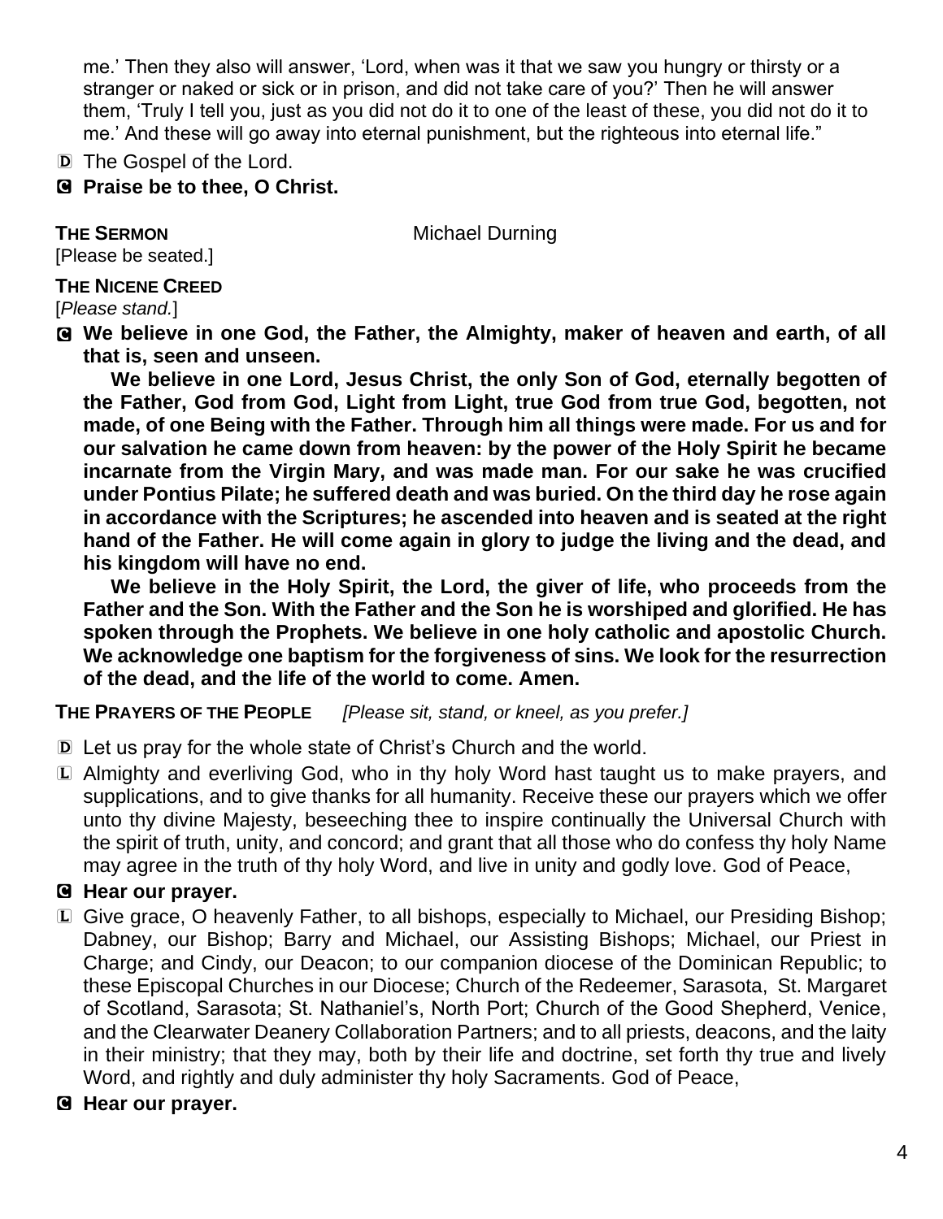me.' Then they also will answer, 'Lord, when was it that we saw you hungry or thirsty or a stranger or naked or sick or in prison, and did not take care of you?' Then he will answer them, 'Truly I tell you, just as you did not do it to one of the least of these, you did not do it to me.' And these will go away into eternal punishment, but the righteous into eternal life."

D The Gospel of the Lord.

**C Praise be to thee, O Christ.**

**THE SERMON** Michael Durning

[Please be seated.]

**THE NICENE CREED**

[*Please stand.*]

**C We believe in one God, the Father, the Almighty, maker of heaven and earth, of all that is, seen and unseen.**

**We believe in one Lord, Jesus Christ, the only Son of God, eternally begotten of the Father, God from God, Light from Light, true God from true God, begotten, not made, of one Being with the Father. Through him all things were made. For us and for our salvation he came down from heaven: by the power of the Holy Spirit he became incarnate from the Virgin Mary, and was made man. For our sake he was crucified under Pontius Pilate; he suffered death and was buried. On the third day he rose again in accordance with the Scriptures; he ascended into heaven and is seated at the right hand of the Father. He will come again in glory to judge the living and the dead, and his kingdom will have no end.**

**We believe in the Holy Spirit, the Lord, the giver of life, who proceeds from the Father and the Son. With the Father and the Son he is worshiped and glorified. He has spoken through the Prophets. We believe in one holy catholic and apostolic Church. We acknowledge one baptism for the forgiveness of sins. We look for the resurrection of the dead, and the life of the world to come. Amen.**

**THE PRAYERS OF THE PEOPLE** *[Please sit, stand, or kneel, as you prefer.]*

D Let us pray for the whole state of Christ's Church and the world.

L Almighty and everliving God, who in thy holy Word hast taught us to make prayers, and supplications, and to give thanks for all humanity. Receive these our prayers which we offer unto thy divine Majesty, beseeching thee to inspire continually the Universal Church with the spirit of truth, unity, and concord; and grant that all those who do confess thy holy Name may agree in the truth of thy holy Word, and live in unity and godly love. God of Peace,

**C Hear our prayer.**

L Give grace, O heavenly Father, to all bishops, especially to Michael, our Presiding Bishop; Dabney, our Bishop; Barry and Michael, our Assisting Bishops; Michael, our Priest in Charge; and Cindy, our Deacon; to our companion diocese of the Dominican Republic; to these Episcopal Churches in our Diocese; Church of the Redeemer, Sarasota, St. Margaret of Scotland, Sarasota; St. Nathaniel's, North Port; Church of the Good Shepherd, Venice, and the Clearwater Deanery Collaboration Partners; and to all priests, deacons, and the laity in their ministry; that they may, both by their life and doctrine, set forth thy true and lively Word, and rightly and duly administer thy holy Sacraments. God of Peace,

**C Hear our prayer.**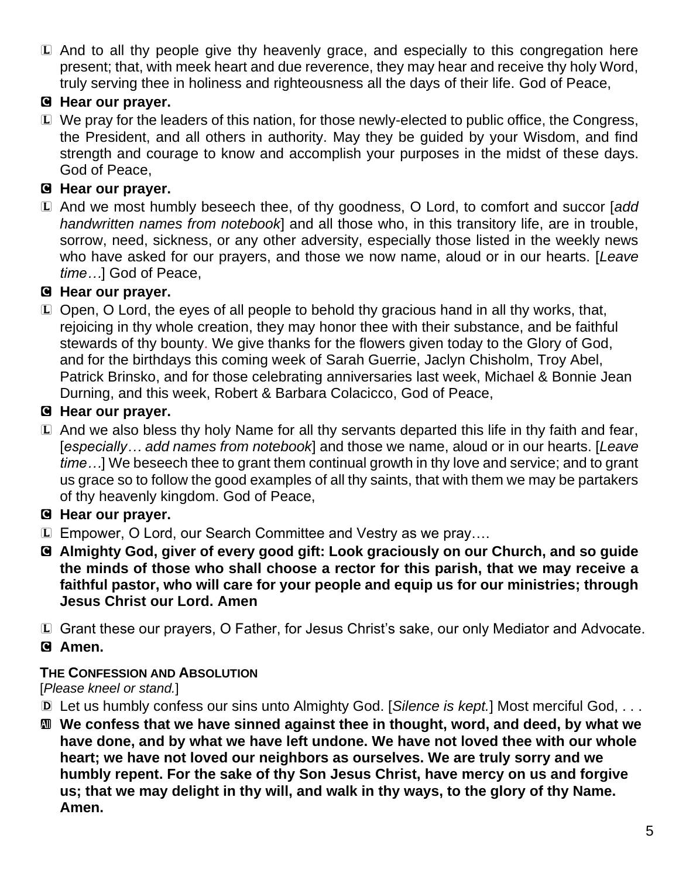L And to all thy people give thy heavenly grace, and especially to this congregation here present; that, with meek heart and due reverence, they may hear and receive thy holy Word, truly serving thee in holiness and righteousness all the days of their life. God of Peace,

C **Hear our prayer.**

L We pray for the leaders of this nation, for those newly-elected to public office, the Congress, the President, and all others in authority. May they be guided by your Wisdom, and find strength and courage to know and accomplish your purposes in the midst of these days. God of Peace,

C **Hear our prayer.**

L And we most humbly beseech thee, of thy goodness, O Lord, to comfort and succor [*add handwritten names from notebook*] and all those who, in this transitory life, are in trouble, sorrow, need, sickness, or any other adversity, especially those listed in the weekly news who have asked for our prayers, and those we now name, aloud or in our hearts. [*Leave time…*] God of Peace,

C **Hear our prayer.**

L Open, O Lord, the eyes of all people to behold thy gracious hand in all thy works, that, rejoicing in thy whole creation, they may honor thee with their substance, and be faithful stewards of thy bounty. We give thanks for the flowers given today to the Glory of God, and for the birthdays this coming week of Sarah Guerrie, Jaclyn Chisholm, Troy Abel, Patrick Brinsko, and for those celebrating anniversaries last week, Michael & Bonnie Jean Durning, and this week, Robert & Barbara Colacicco, God of Peace,

C **Hear our prayer.**

L And we also bless thy holy Name for all thy servants departed this life in thy faith and fear, [*especially… add names from notebook*] and those we name, aloud or in our hearts. [*Leave time…*] We beseech thee to grant them continual growth in thy love and service; and to grant us grace so to follow the good examples of all thy saints, that with them we may be partakers of thy heavenly kingdom. God of Peace,

C **Hear our prayer.**

L Empower, O Lord, our Search Committee and Vestry as we pray….

C **Almighty God, giver of every good gift: Look graciously on our Church, and so guide the minds of those who shall choose a rector for this parish, that we may receive a faithful pastor, who will care for your people and equip us for our ministries; through Jesus Christ our Lord. Amen**

L Grant these our prayers, O Father, for Jesus Christ's sake, our only Mediator and Advocate.

C **Amen.**

### THE CONFESSION AND ABSOLUTION

[*Please kneel or stand.*]

D Let us humbly confess our sins unto Almighty God. [*Silence is kept.*] Most merciful God, . . .

All **We confess that we have sinned against thee in thought, word, and deed, by what we have done, and by what we have left undone. We have not loved thee with our whole heart; we have not loved our neighbors as ourselves. We are truly sorry and we humbly repent. For the sake of thy Son Jesus Christ, have mercy on us and forgive us; that we may delight in thy will, and walk in thy ways, to the glory of thy Name. Amen.**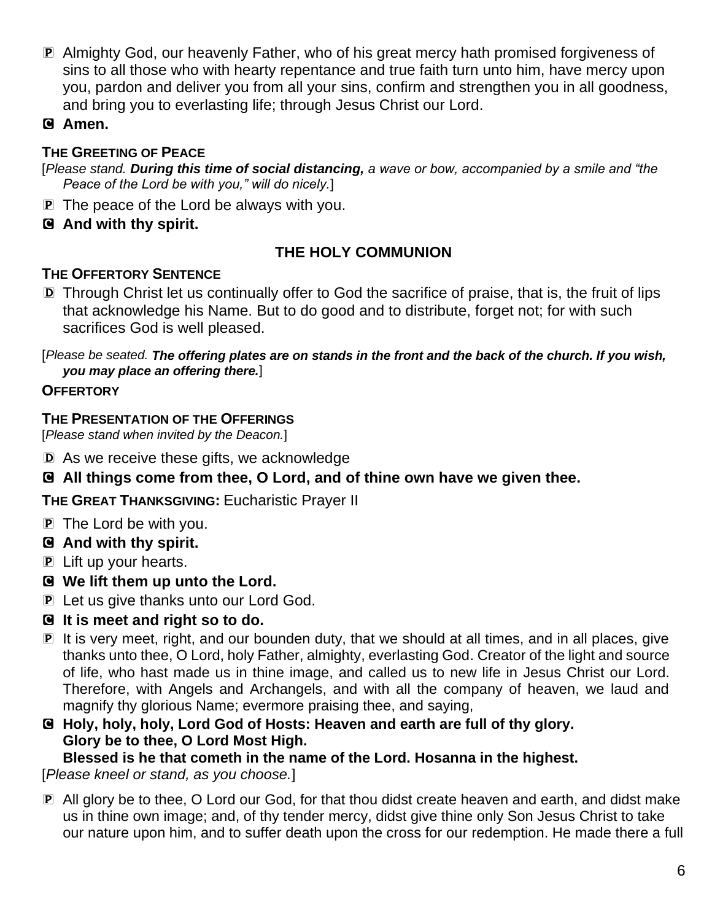P Almighty God, our heavenly Father, who of his great mercy hath promised forgiveness of sins to all those who with hearty repentance and true faith turn unto him, have mercy upon you, pardon and deliver you from all your sins, confirm and strengthen you in all goodness, and bring you to everlasting life; through Jesus Christ our Lord.

C **Amen.**

**THE GREETING OF PEACE**

[*Please stand.* ***During this time of social distancing,*** *a wave or bow, accompanied by a smile and "the Peace of the Lord be with you," will do nicely.*]

P The peace of the Lord be always with you.

C **And with thy spirit.**

## THE HOLY COMMUNION

**THE OFFERTORY SENTENCE**

D Through Christ let us continually offer to God the sacrifice of praise, that is, the fruit of lips that acknowledge his Name. But to do good and to distribute, forget not; for with such sacrifices God is well pleased.

[*Please be seated.* ***The offering plates are on stands in the front and the back of the church. If you wish, you may place an offering there.***]

**OFFERTORY**

**THE PRESENTATION OF THE OFFERINGS**

[*Please stand when invited by the Deacon.*]

D As we receive these gifts, we acknowledge

C **All things come from thee, O Lord, and of thine own have we given thee.**

**THE GREAT THANKSGIVING:** Eucharistic Prayer II

P The Lord be with you.

C **And with thy spirit.**

P Lift up your hearts.

C **We lift them up unto the Lord.**

P Let us give thanks unto our Lord God.

C **It is meet and right so to do.**

P It is very meet, right, and our bounden duty, that we should at all times, and in all places, give thanks unto thee, O Lord, holy Father, almighty, everlasting God. Creator of the light and source of life, who hast made us in thine image, and called us to new life in Jesus Christ our Lord. Therefore, with Angels and Archangels, and with all the company of heaven, we laud and magnify thy glorious Name; evermore praising thee, and saying,

C **Holy, holy, holy, Lord God of Hosts: Heaven and earth are full of thy glory.**
**Glory be to thee, O Lord Most High.**
**Blessed is he that cometh in the name of the Lord. Hosanna in the highest.**

[*Please kneel or stand, as you choose.*]

P All glory be to thee, O Lord our God, for that thou didst create heaven and earth, and didst make us in thine own image; and, of thy tender mercy, didst give thine only Son Jesus Christ to take our nature upon him, and to suffer death upon the cross for our redemption. He made there a full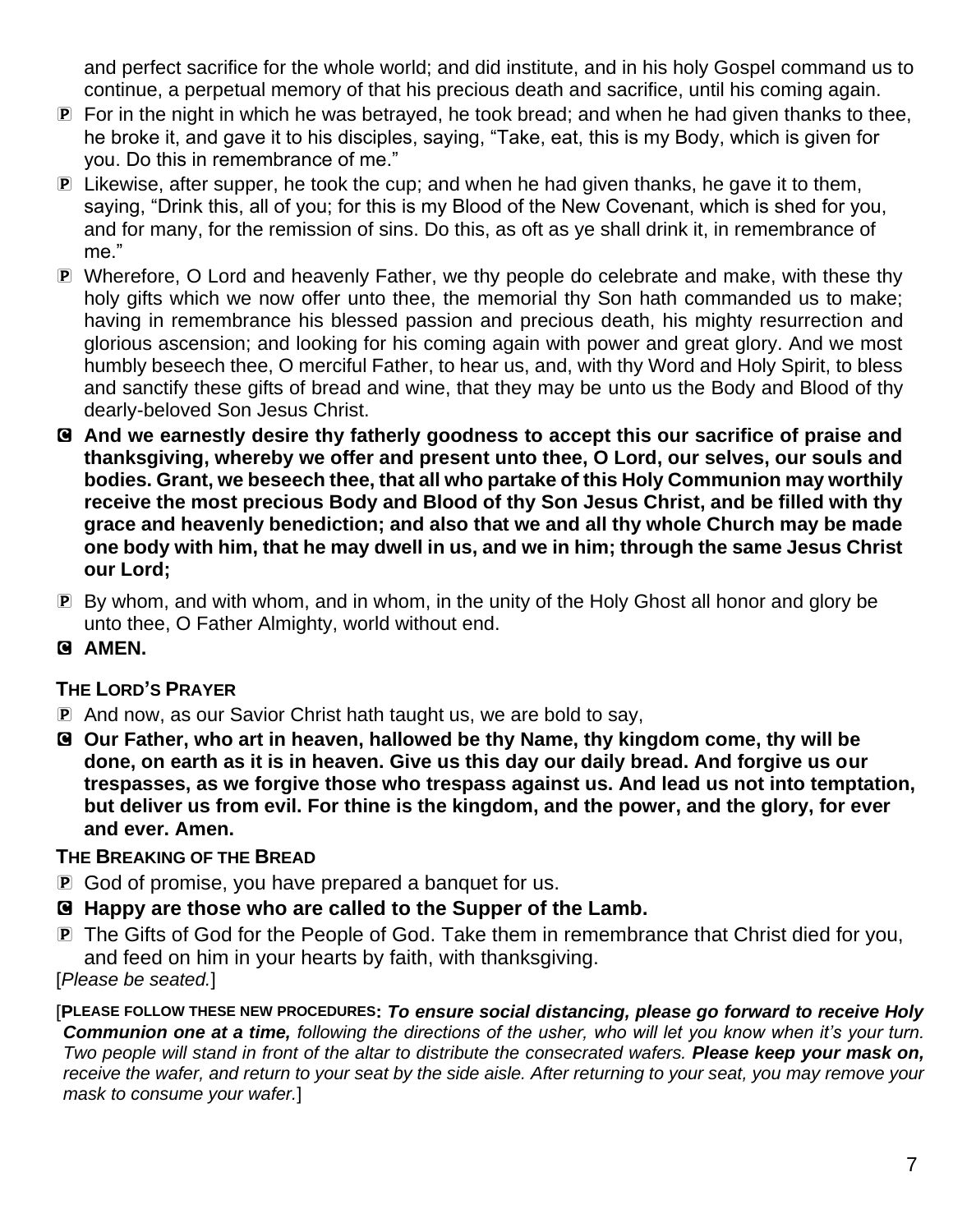and perfect sacrifice for the whole world; and did institute, and in his holy Gospel command us to continue, a perpetual memory of that his precious death and sacrifice, until his coming again.

P For in the night in which he was betrayed, he took bread; and when he had given thanks to thee, he broke it, and gave it to his disciples, saying, "Take, eat, this is my Body, which is given for you. Do this in remembrance of me."

P Likewise, after supper, he took the cup; and when he had given thanks, he gave it to them, saying, "Drink this, all of you; for this is my Blood of the New Covenant, which is shed for you, and for many, for the remission of sins. Do this, as oft as ye shall drink it, in remembrance of me."

P Wherefore, O Lord and heavenly Father, we thy people do celebrate and make, with these thy holy gifts which we now offer unto thee, the memorial thy Son hath commanded us to make; having in remembrance his blessed passion and precious death, his mighty resurrection and glorious ascension; and looking for his coming again with power and great glory. And we most humbly beseech thee, O merciful Father, to hear us, and, with thy Word and Holy Spirit, to bless and sanctify these gifts of bread and wine, that they may be unto us the Body and Blood of thy dearly-beloved Son Jesus Christ.

C **And we earnestly desire thy fatherly goodness to accept this our sacrifice of praise and thanksgiving, whereby we offer and present unto thee, O Lord, our selves, our souls and bodies. Grant, we beseech thee, that all who partake of this Holy Communion may worthily receive the most precious Body and Blood of thy Son Jesus Christ, and be filled with thy grace and heavenly benediction; and also that we and all thy whole Church may be made one body with him, that he may dwell in us, and we in him; through the same Jesus Christ our Lord;**

P By whom, and with whom, and in whom, in the unity of the Holy Ghost all honor and glory be unto thee, O Father Almighty, world without end.

C **AMEN.**

**THE LORD'S PRAYER**

P And now, as our Savior Christ hath taught us, we are bold to say,

C **Our Father, who art in heaven, hallowed be thy Name, thy kingdom come, thy will be done, on earth as it is in heaven. Give us this day our daily bread. And forgive us our trespasses, as we forgive those who trespass against us. And lead us not into temptation, but deliver us from evil. For thine is the kingdom, and the power, and the glory, for ever and ever. Amen.**

**THE BREAKING OF THE BREAD**

P God of promise, you have prepared a banquet for us.

C **Happy are those who are called to the Supper of the Lamb.**

P The Gifts of God for the People of God. Take them in remembrance that Christ died for you, and feed on him in your hearts by faith, with thanksgiving.

[*Please be seated.*]

[**PLEASE FOLLOW THESE NEW PROCEDURES:** ***To ensure social distancing, please go forward to receive Holy Communion one at a time,*** *following the directions of the usher, who will let you know when it's your turn. Two people will stand in front of the altar to distribute the consecrated wafers.* ***Please keep your mask on,*** *receive the wafer, and return to your seat by the side aisle. After returning to your seat, you may remove your mask to consume your wafer.*]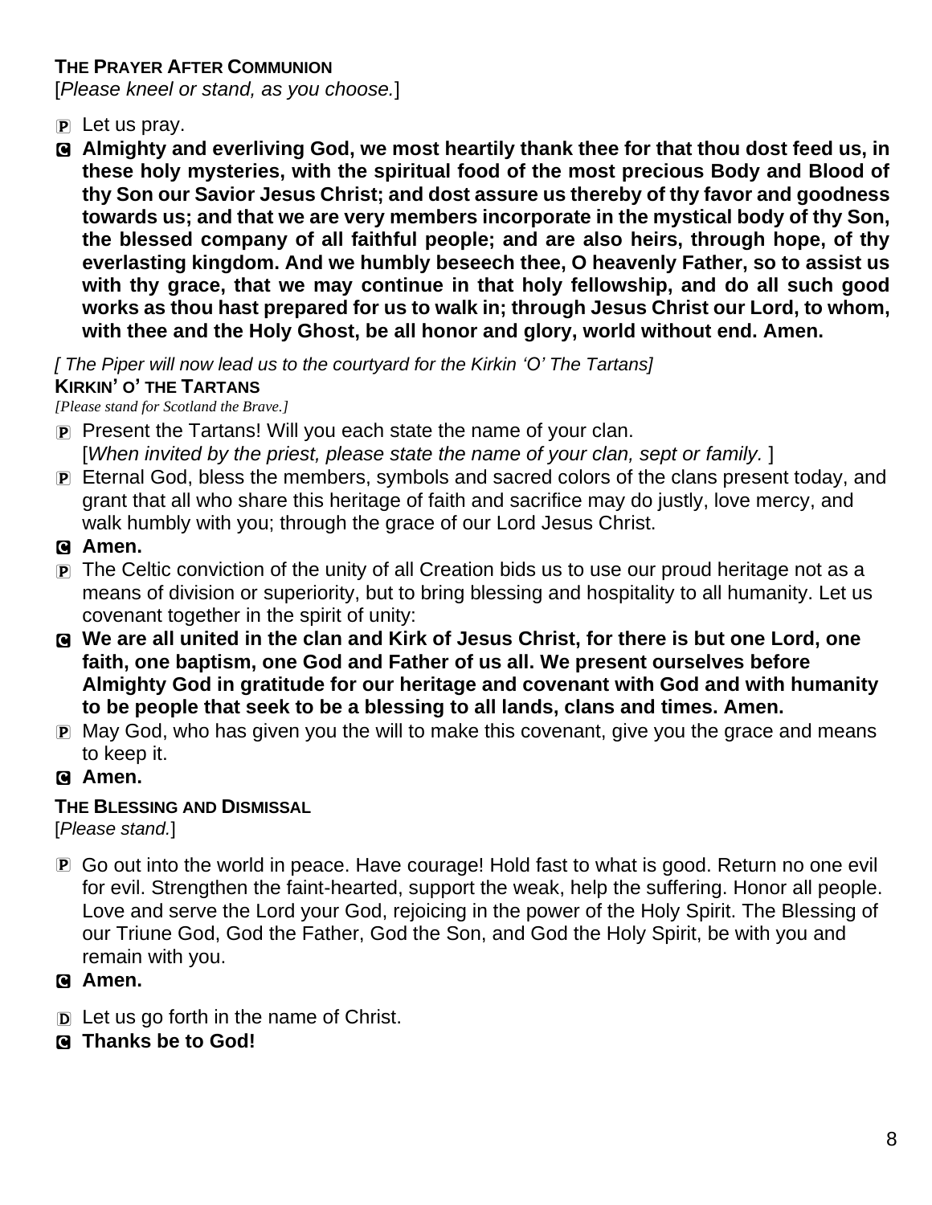**THE PRAYER AFTER COMMUNION**
[*Please kneel or stand, as you choose.*]

P Let us pray.

C **Almighty and everliving God, we most heartily thank thee for that thou dost feed us, in these holy mysteries, with the spiritual food of the most precious Body and Blood of thy Son our Savior Jesus Christ; and dost assure us thereby of thy favor and goodness towards us; and that we are very members incorporate in the mystical body of thy Son, the blessed company of all faithful people; and are also heirs, through hope, of thy everlasting kingdom. And we humbly beseech thee, O heavenly Father, so to assist us with thy grace, that we may continue in that holy fellowship, and do all such good works as thou hast prepared for us to walk in; through Jesus Christ our Lord, to whom, with thee and the Holy Ghost, be all honor and glory, world without end. Amen.**

*[ The Piper will now lead us to the courtyard for the Kirkin 'O' The Tartans]*

**KIRKIN' O' THE TARTANS**
*[Please stand for Scotland the Brave.]*

P Present the Tartans! Will you each state the name of your clan.
[*When invited by the priest, please state the name of your clan, sept or family.* ]

P Eternal God, bless the members, symbols and sacred colors of the clans present today, and grant that all who share this heritage of faith and sacrifice may do justly, love mercy, and walk humbly with you; through the grace of our Lord Jesus Christ.

C **Amen.**

P The Celtic conviction of the unity of all Creation bids us to use our proud heritage not as a means of division or superiority, but to bring blessing and hospitality to all humanity. Let us covenant together in the spirit of unity:

C **We are all united in the clan and Kirk of Jesus Christ, for there is but one Lord, one faith, one baptism, one God and Father of us all. We present ourselves before Almighty God in gratitude for our heritage and covenant with God and with humanity to be people that seek to be a blessing to all lands, clans and times. Amen.**

P May God, who has given you the will to make this covenant, give you the grace and means to keep it.

C **Amen.**

**THE BLESSING AND DISMISSAL**
[*Please stand.*]

P Go out into the world in peace. Have courage! Hold fast to what is good. Return no one evil for evil. Strengthen the faint-hearted, support the weak, help the suffering. Honor all people. Love and serve the Lord your God, rejoicing in the power of the Holy Spirit. The Blessing of our Triune God, God the Father, God the Son, and God the Holy Spirit, be with you and remain with you.

C **Amen.**

D Let us go forth in the name of Christ.

C **Thanks be to God!**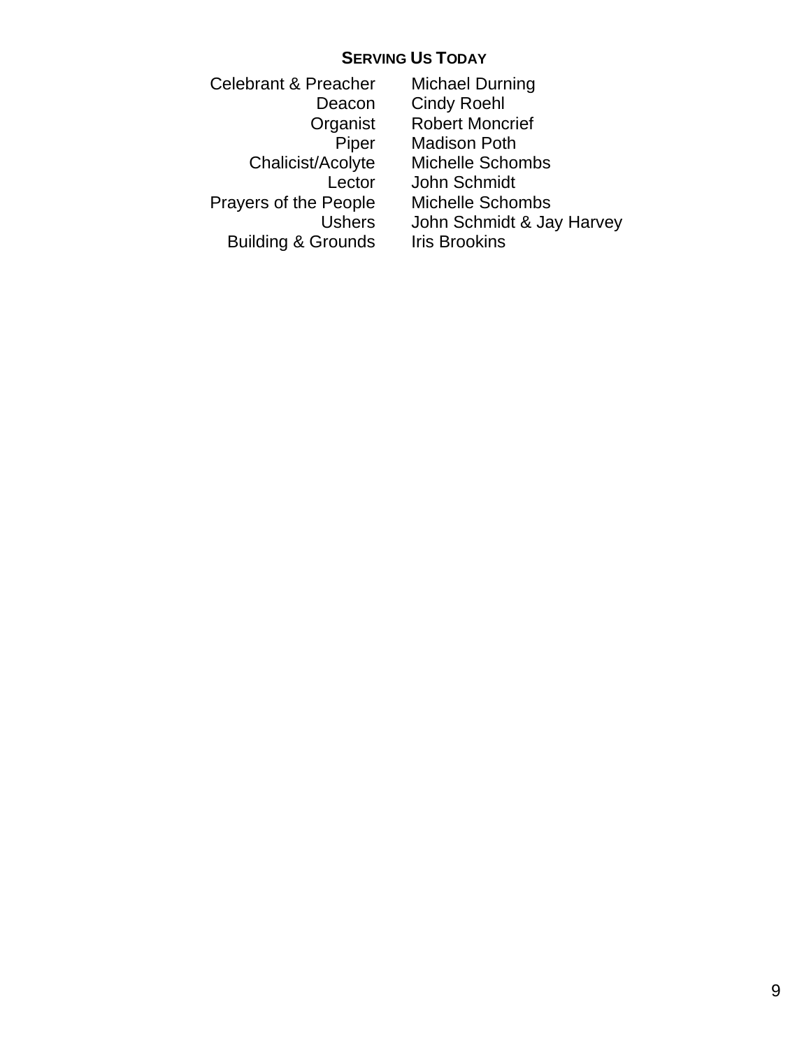## Serving Us Today

| | |
|---|---|
| Celebrant & Preacher | Michael Durning |
| Deacon | Cindy Roehl |
| Organist | Robert Moncrief |
| Piper | Madison Poth |
| Chalicist/Acolyte | Michelle Schombs |
| Lector | John Schmidt |
| Prayers of the People | Michelle Schombs |
| Ushers | John Schmidt & Jay Harvey |
| Building & Grounds | Iris Brookins |